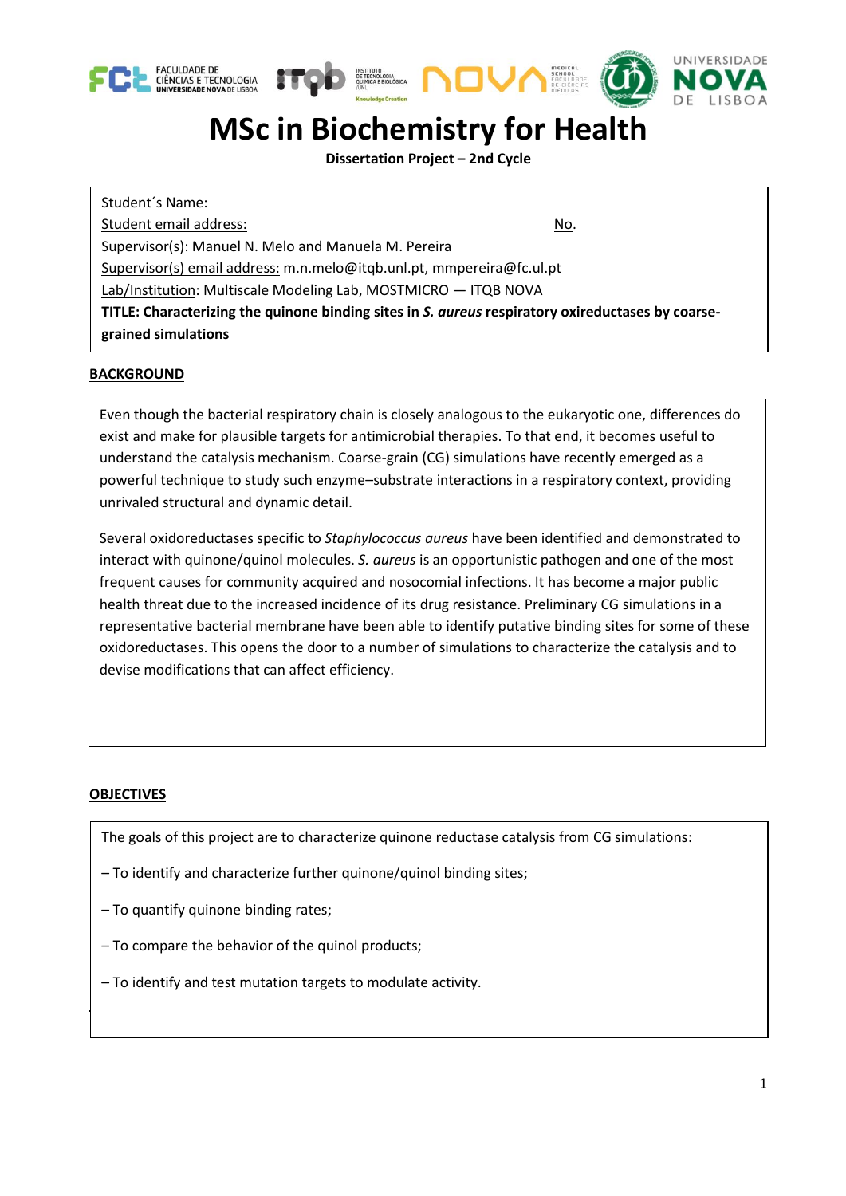# MSc in Biochemistry for Health

**Dissertation Project – 2nd Cycle**

Student´s Name:

Student email address: No.

Supervisor(s): Manuel N. Melo and Manuela M. Pereira

Supervisor(s) email address: m.n.melo@itqb.unl.pt, mmpereira@fc.ul.pt

Lab/Institution: Multiscale Modeling Lab, MOSTMICRO — ITQB NOVA

**TITLE: Characterizing the quinone binding sites in *S. aureus* respiratory oxireductases by coarse-grained simulations**

## BACKGROUND

Even though the bacterial respiratory chain is closely analogous to the eukaryotic one, differences do exist and make for plausible targets for antimicrobial therapies. To that end, it becomes useful to understand the catalysis mechanism. Coarse-grain (CG) simulations have recently emerged as a powerful technique to study such enzyme–substrate interactions in a respiratory context, providing unrivaled structural and dynamic detail.

Several oxidoreductases specific to *Staphylococcus aureus* have been identified and demonstrated to interact with quinone/quinol molecules. *S. aureus* is an opportunistic pathogen and one of the most frequent causes for community acquired and nosocomial infections. It has become a major public health threat due to the increased incidence of its drug resistance. Preliminary CG simulations in a representative bacterial membrane have been able to identify putative binding sites for some of these oxidoreductases. This opens the door to a number of simulations to characterize the catalysis and to devise modifications that can affect efficiency.

## OBJECTIVES

The goals of this project are to characterize quinone reductase catalysis from CG simulations:

– To identify and characterize further quinone/quinol binding sites;

– To quantify quinone binding rates;

– To compare the behavior of the quinol products;

– To identify and test mutation targets to modulate activity.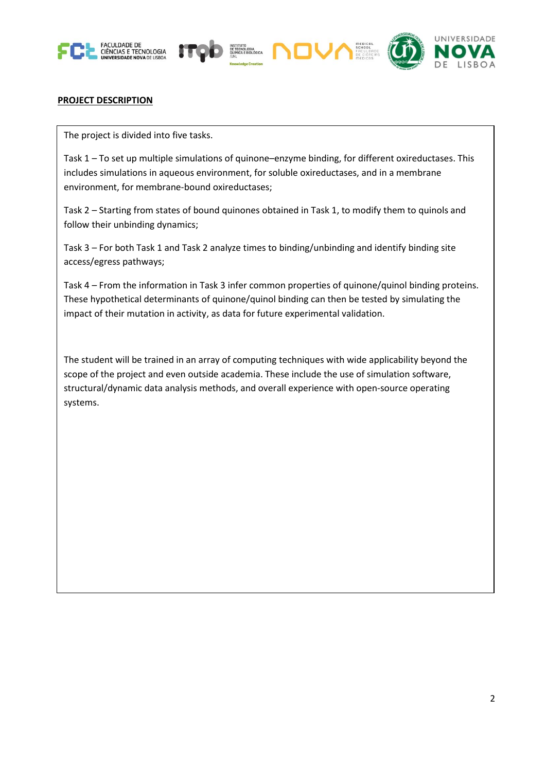**PROJECT DESCRIPTION**

The project is divided into five tasks.

Task 1 – To set up multiple simulations of quinone–enzyme binding, for different oxireductases. This includes simulations in aqueous environment, for soluble oxireductases, and in a membrane environment, for membrane-bound oxireductases;

Task 2 – Starting from states of bound quinones obtained in Task 1, to modify them to quinols and follow their unbinding dynamics;

Task 3 – For both Task 1 and Task 2 analyze times to binding/unbinding and identify binding site access/egress pathways;

Task 4 – From the information in Task 3 infer common properties of quinone/quinol binding proteins. These hypothetical determinants of quinone/quinol binding can then be tested by simulating the impact of their mutation in activity, as data for future experimental validation.

The student will be trained in an array of computing techniques with wide applicability beyond the scope of the project and even outside academia. These include the use of simulation software, structural/dynamic data analysis methods, and overall experience with open-source operating systems.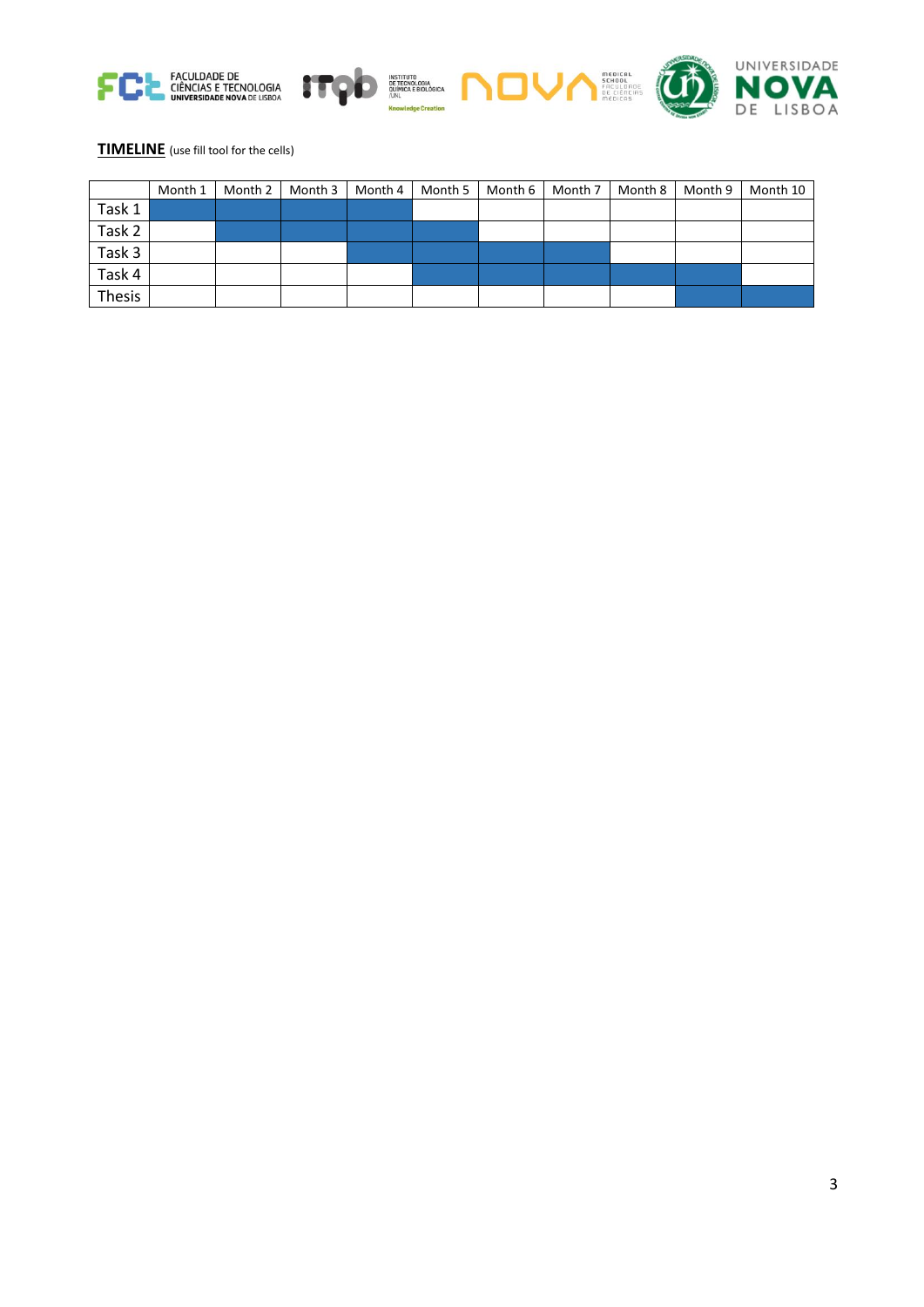**TIMELINE** (use fill tool for the cells)

| | Month 1 | Month 2 | Month 3 | Month 4 | Month 5 | Month 6 | Month 7 | Month 8 | Month 9 | Month 10 |
|---|---|---|---|---|---|---|---|---|---|---|
| Task 1 | ■ | ■ | ■ | ■ | | | | | | |
| Task 2 | | ■ | ■ | ■ | ■ | | | | | |
| Task 3 | | | | ■ | ■ | ■ | ■ | | | |
| Task 4 | | | | | ■ | ■ | ■ | ■ | ■ | |
| Thesis | | | | | | | | | ■ | ■ |